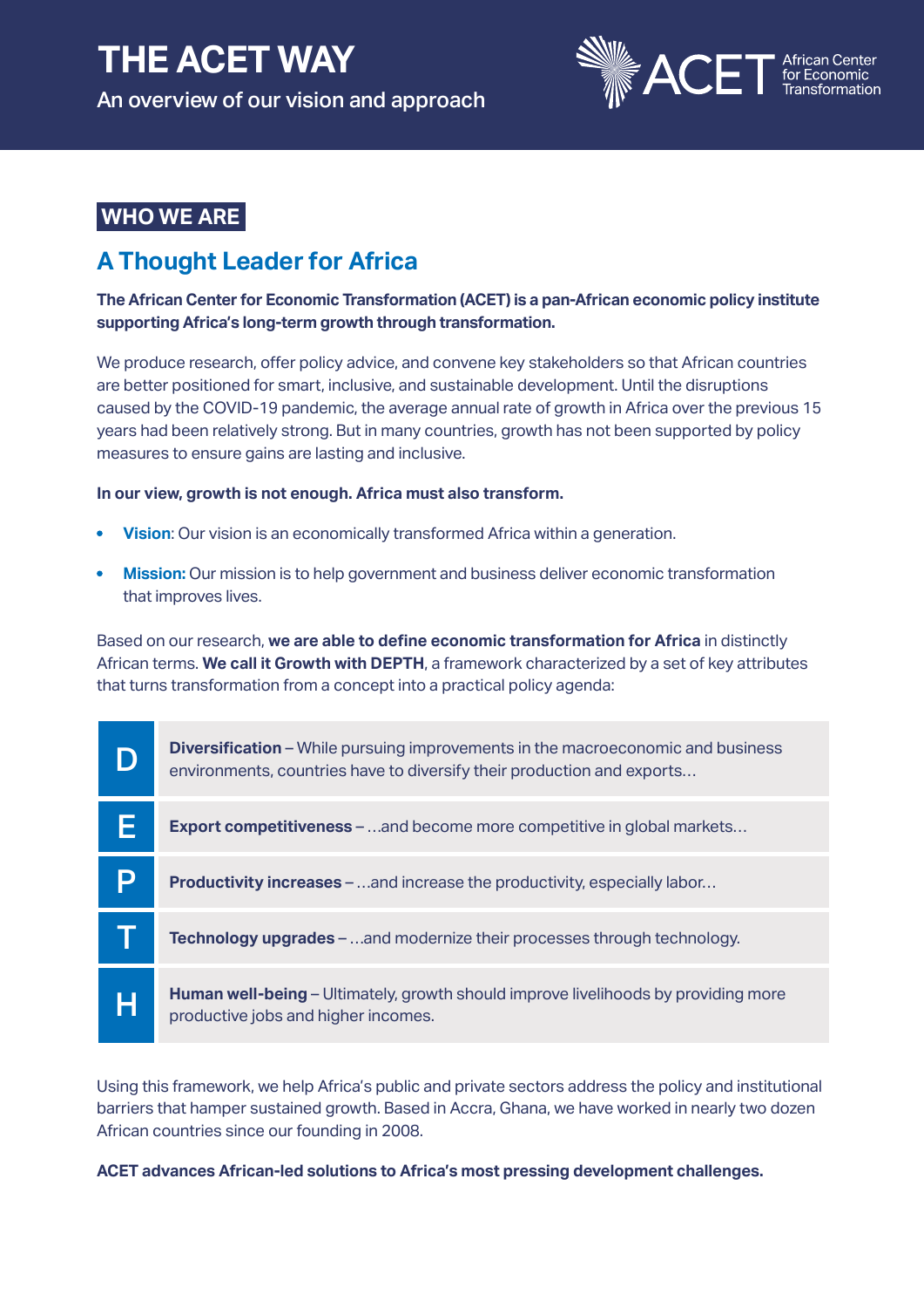# THE ACET WAY

An overview of our vision and approach

ACET African Center for Economic Transformation

## WHO WE ARE

## A Thought Leader for Africa

**The African Center for Economic Transformation (ACET) is a pan-African economic policy institute supporting Africa's long-term growth through transformation.**

We produce research, offer policy advice, and convene key stakeholders so that African countries are better positioned for smart, inclusive, and sustainable development. Until the disruptions caused by the COVID-19 pandemic, the average annual rate of growth in Africa over the previous 15 years had been relatively strong. But in many countries, growth has not been supported by policy measures to ensure gains are lasting and inclusive.

**In our view, growth is not enough. Africa must also transform.**

- **Vision**: Our vision is an economically transformed Africa within a generation.
- **Mission:** Our mission is to help government and business deliver economic transformation that improves lives.

Based on our research, **we are able to define economic transformation for Africa** in distinctly African terms. **We call it Growth with DEPTH**, a framework characterized by a set of key attributes that turns transformation from a concept into a practical policy agenda:

| | |
|---|---|
| D | **Diversification** – While pursuing improvements in the macroeconomic and business environments, countries have to diversify their production and exports… |
| E | **Export competitiveness** – …and become more competitive in global markets… |
| P | **Productivity increases** – …and increase the productivity, especially labor… |
| T | **Technology upgrades** – …and modernize their processes through technology. |
| H | **Human well-being** – Ultimately, growth should improve livelihoods by providing more productive jobs and higher incomes. |

Using this framework, we help Africa's public and private sectors address the policy and institutional barriers that hamper sustained growth. Based in Accra, Ghana, we have worked in nearly two dozen African countries since our founding in 2008.

**ACET advances African-led solutions to Africa's most pressing development challenges.**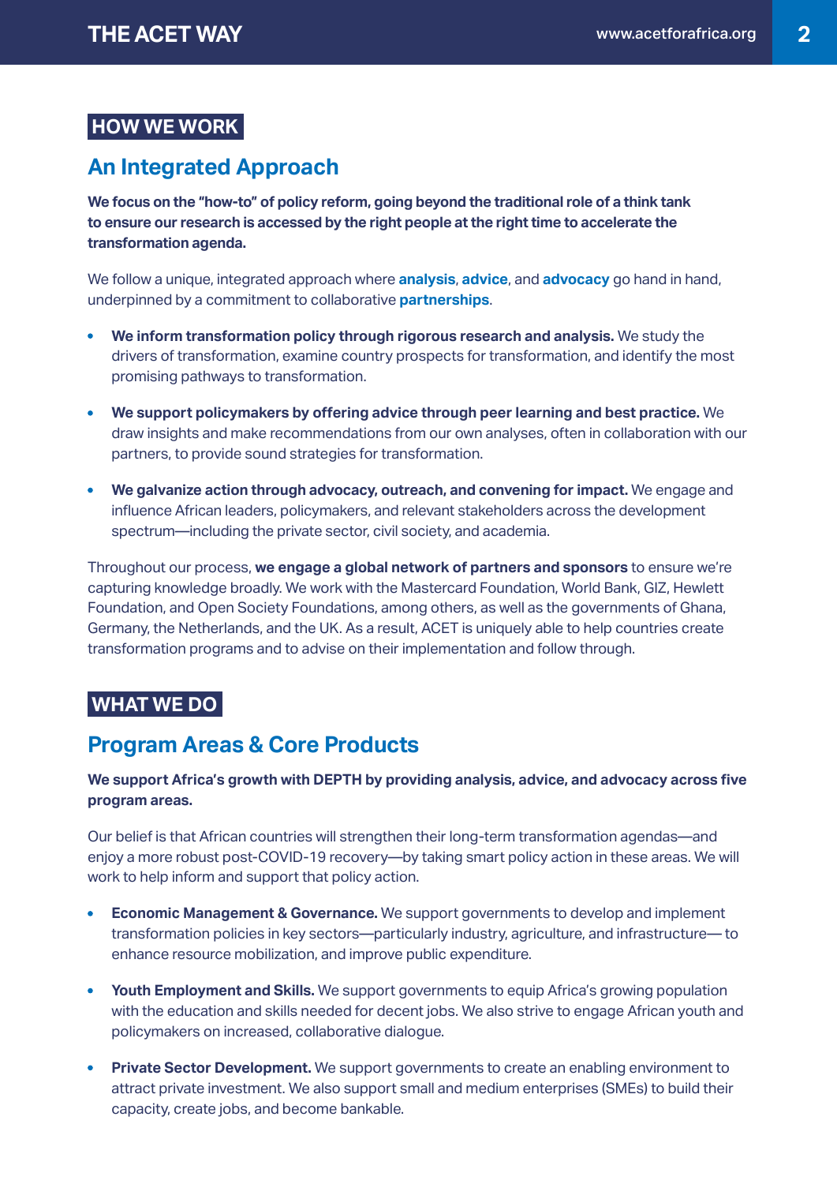## HOW WE WORK

## An Integrated Approach

**We focus on the "how-to" of policy reform, going beyond the traditional role of a think tank to ensure our research is accessed by the right people at the right time to accelerate the transformation agenda.**

We follow a unique, integrated approach where **analysis**, **advice**, and **advocacy** go hand in hand, underpinned by a commitment to collaborative **partnerships**.

- **We inform transformation policy through rigorous research and analysis.** We study the drivers of transformation, examine country prospects for transformation, and identify the most promising pathways to transformation.
- **We support policymakers by offering advice through peer learning and best practice.** We draw insights and make recommendations from our own analyses, often in collaboration with our partners, to provide sound strategies for transformation.
- **We galvanize action through advocacy, outreach, and convening for impact.** We engage and influence African leaders, policymakers, and relevant stakeholders across the development spectrum—including the private sector, civil society, and academia.

Throughout our process, **we engage a global network of partners and sponsors** to ensure we're capturing knowledge broadly. We work with the Mastercard Foundation, World Bank, GIZ, Hewlett Foundation, and Open Society Foundations, among others, as well as the governments of Ghana, Germany, the Netherlands, and the UK. As a result, ACET is uniquely able to help countries create transformation programs and to advise on their implementation and follow through.

## WHAT WE DO

## Program Areas & Core Products

**We support Africa's growth with DEPTH by providing analysis, advice, and advocacy across five program areas.**

Our belief is that African countries will strengthen their long-term transformation agendas—and enjoy a more robust post-COVID-19 recovery—by taking smart policy action in these areas. We will work to help inform and support that policy action.

- **Economic Management & Governance.** We support governments to develop and implement transformation policies in key sectors—particularly industry, agriculture, and infrastructure— to enhance resource mobilization, and improve public expenditure.
- **Youth Employment and Skills.** We support governments to equip Africa's growing population with the education and skills needed for decent jobs. We also strive to engage African youth and policymakers on increased, collaborative dialogue.
- **Private Sector Development.** We support governments to create an enabling environment to attract private investment. We also support small and medium enterprises (SMEs) to build their capacity, create jobs, and become bankable.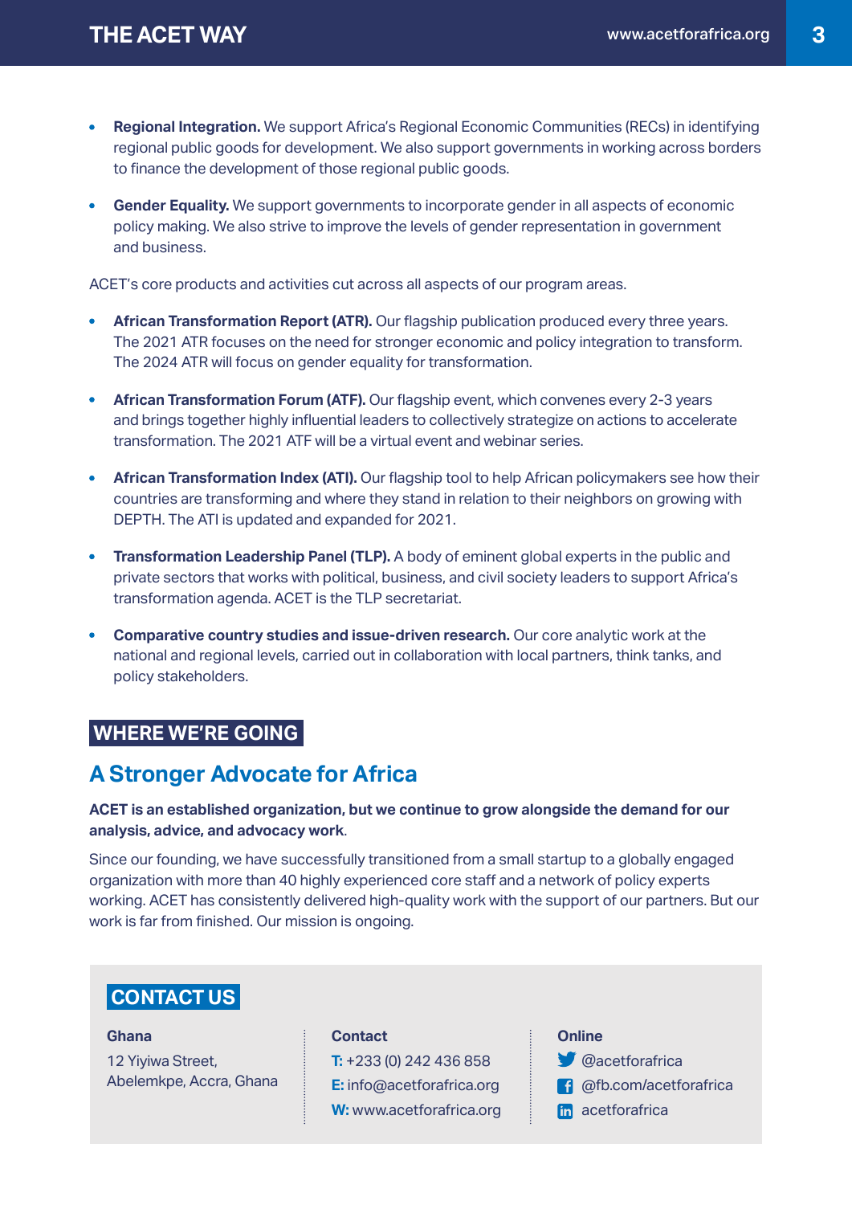- **Regional Integration.** We support Africa's Regional Economic Communities (RECs) in identifying regional public goods for development. We also support governments in working across borders to finance the development of those regional public goods.

- **Gender Equality.** We support governments to incorporate gender in all aspects of economic policy making. We also strive to improve the levels of gender representation in government and business.

ACET's core products and activities cut across all aspects of our program areas.

- **African Transformation Report (ATR).** Our flagship publication produced every three years. The 2021 ATR focuses on the need for stronger economic and policy integration to transform. The 2024 ATR will focus on gender equality for transformation.

- **African Transformation Forum (ATF).** Our flagship event, which convenes every 2-3 years and brings together highly influential leaders to collectively strategize on actions to accelerate transformation. The 2021 ATF will be a virtual event and webinar series.

- **African Transformation Index (ATI).** Our flagship tool to help African policymakers see how their countries are transforming and where they stand in relation to their neighbors on growing with DEPTH. The ATI is updated and expanded for 2021.

- **Transformation Leadership Panel (TLP).** A body of eminent global experts in the public and private sectors that works with political, business, and civil society leaders to support Africa's transformation agenda. ACET is the TLP secretariat.

- **Comparative country studies and issue-driven research.** Our core analytic work at the national and regional levels, carried out in collaboration with local partners, think tanks, and policy stakeholders.

## WHERE WE'RE GOING

### A Stronger Advocate for Africa

**ACET is an established organization, but we continue to grow alongside the demand for our analysis, advice, and advocacy work**.

Since our founding, we have successfully transitioned from a small startup to a globally engaged organization with more than 40 highly experienced core staff and a network of policy experts working. ACET has consistently delivered high-quality work with the support of our partners. But our work is far from finished. Our mission is ongoing.

## CONTACT US

**Ghana**

12 Yiyiwa Street,
Abelemkpe, Accra, Ghana

**Contact**

**T:** +233 (0) 242 436 858
**E:** info@acetforafrica.org
**W:** www.acetforafrica.org

**Online**

@acetforafrica
@fb.com/acetforafrica
acetforafrica